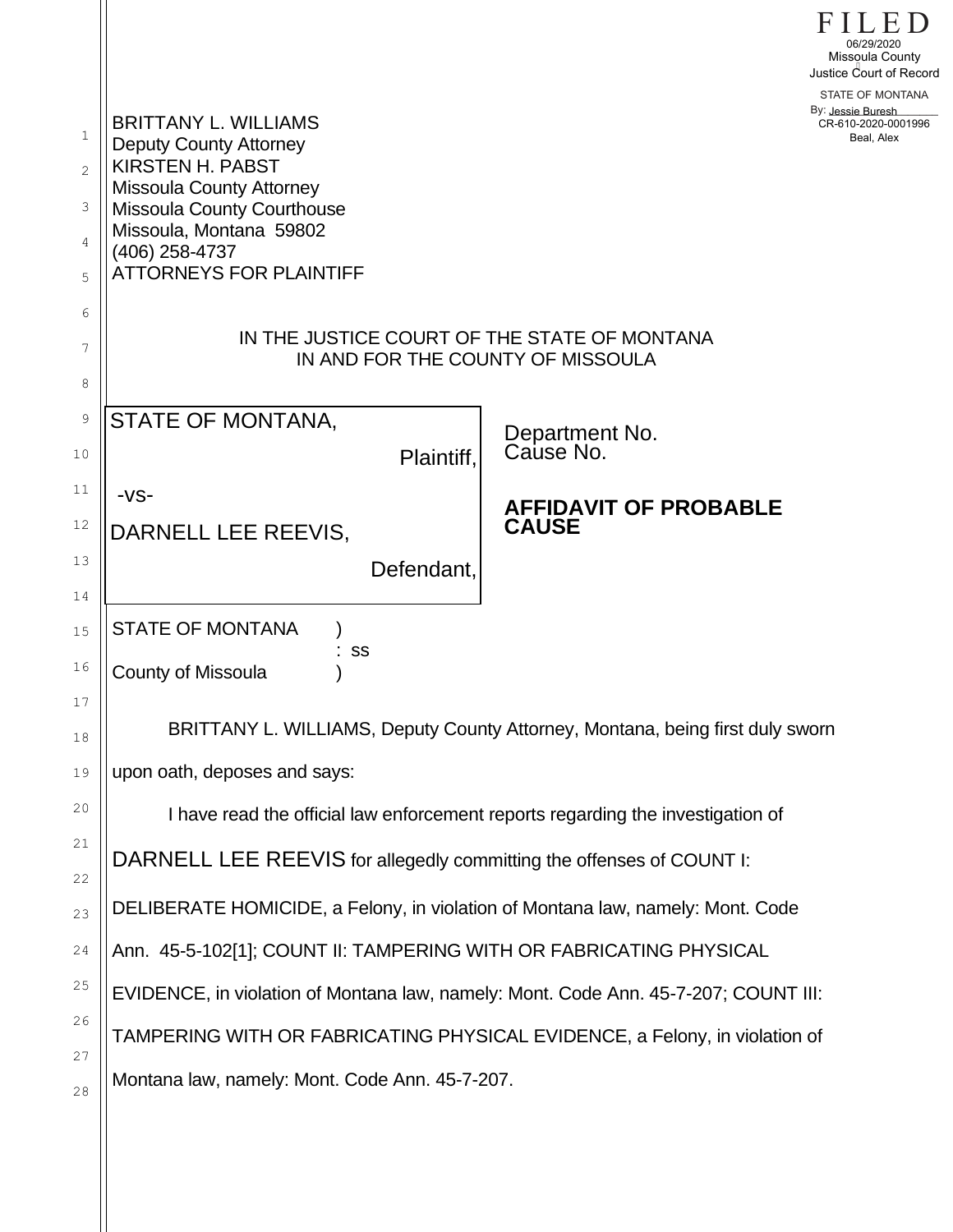FILED
06/29/2020
Missoula County
Justice Court of Record
STATE OF MONTANA
By: Jessie Buresh
CR-610-2020-0001996
Beal, Alex

BRITTANY L. WILLIAMS
Deputy County Attorney
KIRSTEN H. PABST
Missoula County Attorney
Missoula County Courthouse
Missoula, Montana 59802
(406) 258-4737
ATTORNEYS FOR PLAINTIFF

IN THE JUSTICE COURT OF THE STATE OF MONTANA
IN AND FOR THE COUNTY OF MISSOULA

| | |
|---|---|
| STATE OF MONTANA,<br>Plaintiff,<br>-vs-<br>DARNELL LEE REEVIS,<br>Defendant, | Department No.<br>Cause No.<br><br>**AFFIDAVIT OF PROBABLE CAUSE** |

STATE OF MONTANA )
: ss
County of Missoula )

BRITTANY L. WILLIAMS, Deputy County Attorney, Montana, being first duly sworn upon oath, deposes and says:

I have read the official law enforcement reports regarding the investigation of DARNELL LEE REEVIS for allegedly committing the offenses of COUNT I: DELIBERATE HOMICIDE, a Felony, in violation of Montana law, namely: Mont. Code Ann. 45-5-102[1]; COUNT II: TAMPERING WITH OR FABRICATING PHYSICAL EVIDENCE, in violation of Montana law, namely: Mont. Code Ann. 45-7-207; COUNT III: TAMPERING WITH OR FABRICATING PHYSICAL EVIDENCE, a Felony, in violation of Montana law, namely: Mont. Code Ann. 45-7-207.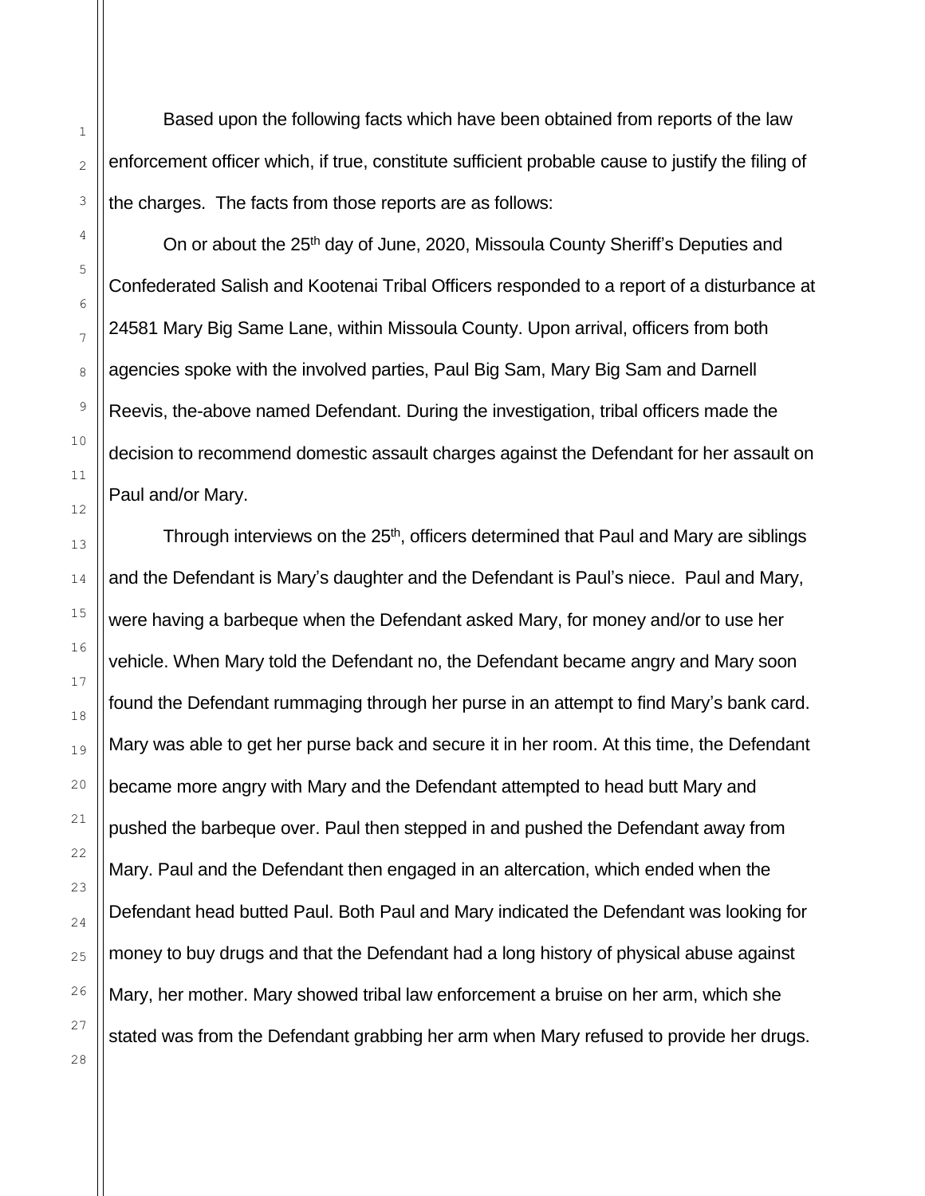Based upon the following facts which have been obtained from reports of the law enforcement officer which, if true, constitute sufficient probable cause to justify the filing of the charges. The facts from those reports are as follows:

On or about the 25th day of June, 2020, Missoula County Sheriff's Deputies and Confederated Salish and Kootenai Tribal Officers responded to a report of a disturbance at 24581 Mary Big Same Lane, within Missoula County. Upon arrival, officers from both agencies spoke with the involved parties, Paul Big Sam, Mary Big Sam and Darnell Reevis, the-above named Defendant. During the investigation, tribal officers made the decision to recommend domestic assault charges against the Defendant for her assault on Paul and/or Mary.

Through interviews on the 25th, officers determined that Paul and Mary are siblings and the Defendant is Mary's daughter and the Defendant is Paul's niece. Paul and Mary, were having a barbeque when the Defendant asked Mary, for money and/or to use her vehicle. When Mary told the Defendant no, the Defendant became angry and Mary soon found the Defendant rummaging through her purse in an attempt to find Mary's bank card. Mary was able to get her purse back and secure it in her room. At this time, the Defendant became more angry with Mary and the Defendant attempted to head butt Mary and pushed the barbeque over. Paul then stepped in and pushed the Defendant away from Mary. Paul and the Defendant then engaged in an altercation, which ended when the Defendant head butted Paul. Both Paul and Mary indicated the Defendant was looking for money to buy drugs and that the Defendant had a long history of physical abuse against Mary, her mother. Mary showed tribal law enforcement a bruise on her arm, which she stated was from the Defendant grabbing her arm when Mary refused to provide her drugs.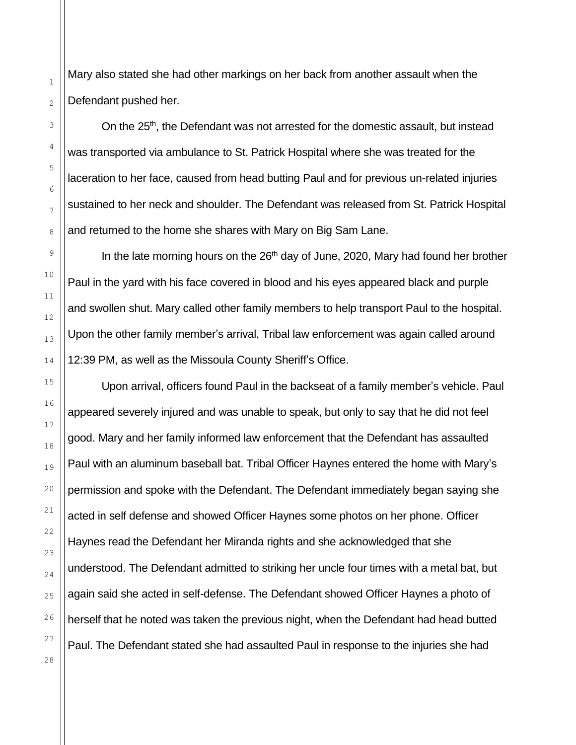Mary also stated she had other markings on her back from another assault when the Defendant pushed her.

On the 25th, the Defendant was not arrested for the domestic assault, but instead was transported via ambulance to St. Patrick Hospital where she was treated for the laceration to her face, caused from head butting Paul and for previous un-related injuries sustained to her neck and shoulder. The Defendant was released from St. Patrick Hospital and returned to the home she shares with Mary on Big Sam Lane.

In the late morning hours on the 26th day of June, 2020, Mary had found her brother Paul in the yard with his face covered in blood and his eyes appeared black and purple and swollen shut. Mary called other family members to help transport Paul to the hospital. Upon the other family member's arrival, Tribal law enforcement was again called around 12:39 PM, as well as the Missoula County Sheriff's Office.

Upon arrival, officers found Paul in the backseat of a family member's vehicle. Paul appeared severely injured and was unable to speak, but only to say that he did not feel good. Mary and her family informed law enforcement that the Defendant has assaulted Paul with an aluminum baseball bat. Tribal Officer Haynes entered the home with Mary's permission and spoke with the Defendant. The Defendant immediately began saying she acted in self defense and showed Officer Haynes some photos on her phone. Officer Haynes read the Defendant her Miranda rights and she acknowledged that she understood. The Defendant admitted to striking her uncle four times with a metal bat, but again said she acted in self-defense. The Defendant showed Officer Haynes a photo of herself that he noted was taken the previous night, when the Defendant had head butted Paul. The Defendant stated she had assaulted Paul in response to the injuries she had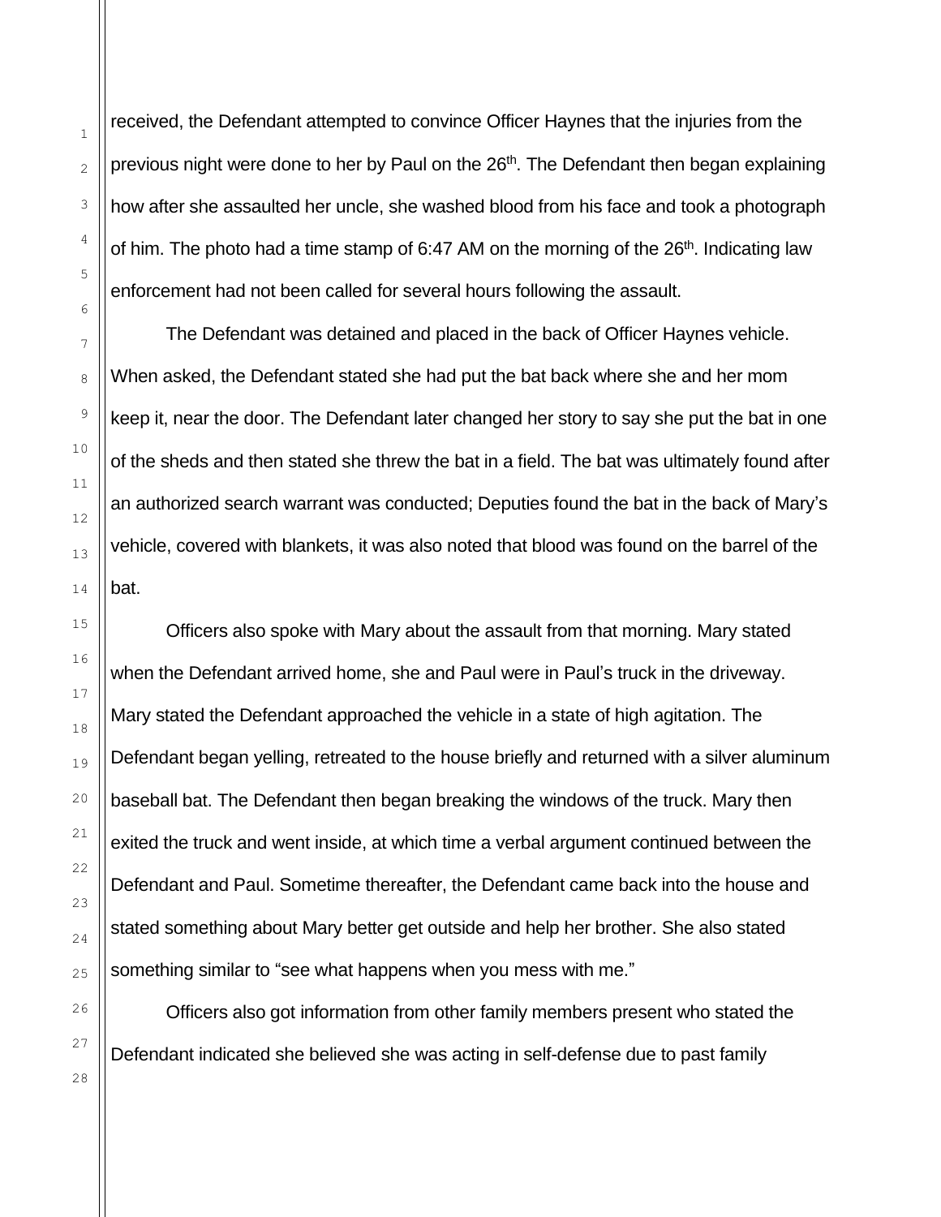received, the Defendant attempted to convince Officer Haynes that the injuries from the previous night were done to her by Paul on the 26th. The Defendant then began explaining how after she assaulted her uncle, she washed blood from his face and took a photograph of him. The photo had a time stamp of 6:47 AM on the morning of the 26th. Indicating law enforcement had not been called for several hours following the assault.

The Defendant was detained and placed in the back of Officer Haynes vehicle. When asked, the Defendant stated she had put the bat back where she and her mom keep it, near the door. The Defendant later changed her story to say she put the bat in one of the sheds and then stated she threw the bat in a field. The bat was ultimately found after an authorized search warrant was conducted; Deputies found the bat in the back of Mary's vehicle, covered with blankets, it was also noted that blood was found on the barrel of the bat.

Officers also spoke with Mary about the assault from that morning. Mary stated when the Defendant arrived home, she and Paul were in Paul's truck in the driveway. Mary stated the Defendant approached the vehicle in a state of high agitation. The Defendant began yelling, retreated to the house briefly and returned with a silver aluminum baseball bat. The Defendant then began breaking the windows of the truck. Mary then exited the truck and went inside, at which time a verbal argument continued between the Defendant and Paul. Sometime thereafter, the Defendant came back into the house and stated something about Mary better get outside and help her brother. She also stated something similar to "see what happens when you mess with me."

Officers also got information from other family members present who stated the Defendant indicated she believed she was acting in self-defense due to past family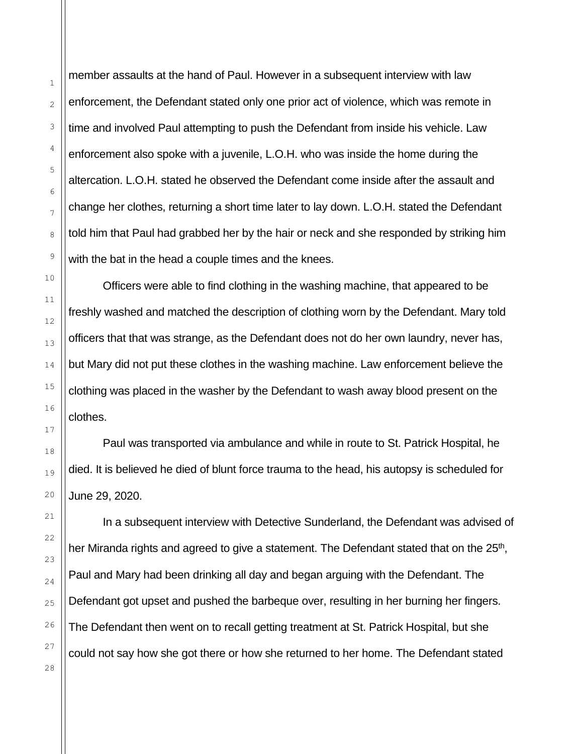member assaults at the hand of Paul. However in a subsequent interview with law enforcement, the Defendant stated only one prior act of violence, which was remote in time and involved Paul attempting to push the Defendant from inside his vehicle. Law enforcement also spoke with a juvenile, L.O.H. who was inside the home during the altercation. L.O.H. stated he observed the Defendant come inside after the assault and change her clothes, returning a short time later to lay down. L.O.H. stated the Defendant told him that Paul had grabbed her by the hair or neck and she responded by striking him with the bat in the head a couple times and the knees.

Officers were able to find clothing in the washing machine, that appeared to be freshly washed and matched the description of clothing worn by the Defendant. Mary told officers that that was strange, as the Defendant does not do her own laundry, never has, but Mary did not put these clothes in the washing machine. Law enforcement believe the clothing was placed in the washer by the Defendant to wash away blood present on the clothes.

Paul was transported via ambulance and while in route to St. Patrick Hospital, he died. It is believed he died of blunt force trauma to the head, his autopsy is scheduled for June 29, 2020.

In a subsequent interview with Detective Sunderland, the Defendant was advised of her Miranda rights and agreed to give a statement. The Defendant stated that on the 25th, Paul and Mary had been drinking all day and began arguing with the Defendant. The Defendant got upset and pushed the barbeque over, resulting in her burning her fingers. The Defendant then went on to recall getting treatment at St. Patrick Hospital, but she could not say how she got there or how she returned to her home. The Defendant stated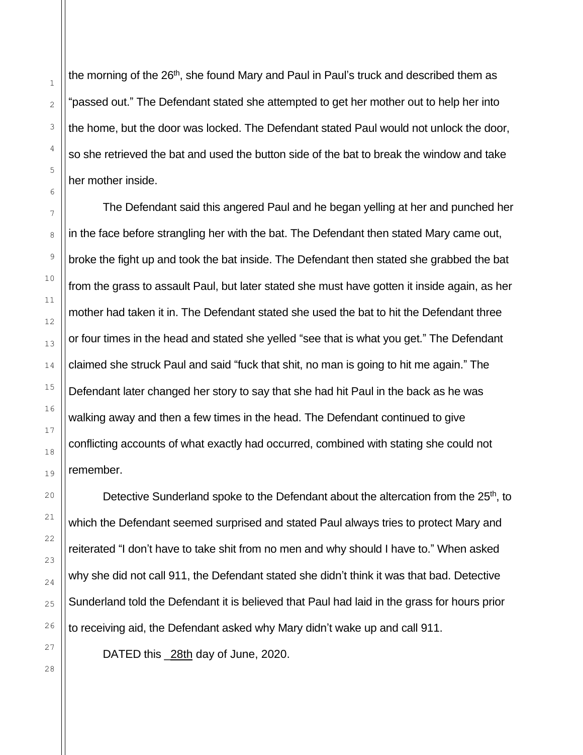the morning of the 26th, she found Mary and Paul in Paul's truck and described them as "passed out." The Defendant stated she attempted to get her mother out to help her into the home, but the door was locked. The Defendant stated Paul would not unlock the door, so she retrieved the bat and used the button side of the bat to break the window and take her mother inside.

The Defendant said this angered Paul and he began yelling at her and punched her in the face before strangling her with the bat. The Defendant then stated Mary came out, broke the fight up and took the bat inside. The Defendant then stated she grabbed the bat from the grass to assault Paul, but later stated she must have gotten it inside again, as her mother had taken it in. The Defendant stated she used the bat to hit the Defendant three or four times in the head and stated she yelled "see that is what you get." The Defendant claimed she struck Paul and said "fuck that shit, no man is going to hit me again." The Defendant later changed her story to say that she had hit Paul in the back as he was walking away and then a few times in the head. The Defendant continued to give conflicting accounts of what exactly had occurred, combined with stating she could not remember.

Detective Sunderland spoke to the Defendant about the altercation from the 25th, to which the Defendant seemed surprised and stated Paul always tries to protect Mary and reiterated "I don't have to take shit from no men and why should I have to." When asked why she did not call 911, the Defendant stated she didn't think it was that bad. Detective Sunderland told the Defendant it is believed that Paul had laid in the grass for hours prior to receiving aid, the Defendant asked why Mary didn't wake up and call 911.

DATED this 28th day of June, 2020.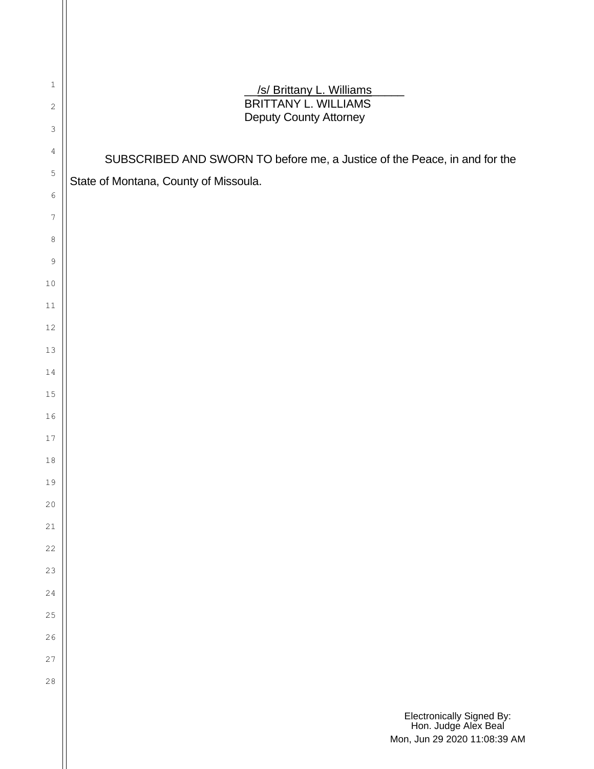/s/ Brittany L. Williams
BRITTANY L. WILLIAMS
Deputy County Attorney

SUBSCRIBED AND SWORN TO before me, a Justice of the Peace, in and for the State of Montana, County of Missoula.

Electronically Signed By:
Hon. Judge Alex Beal
Mon, Jun 29 2020 11:08:39 AM